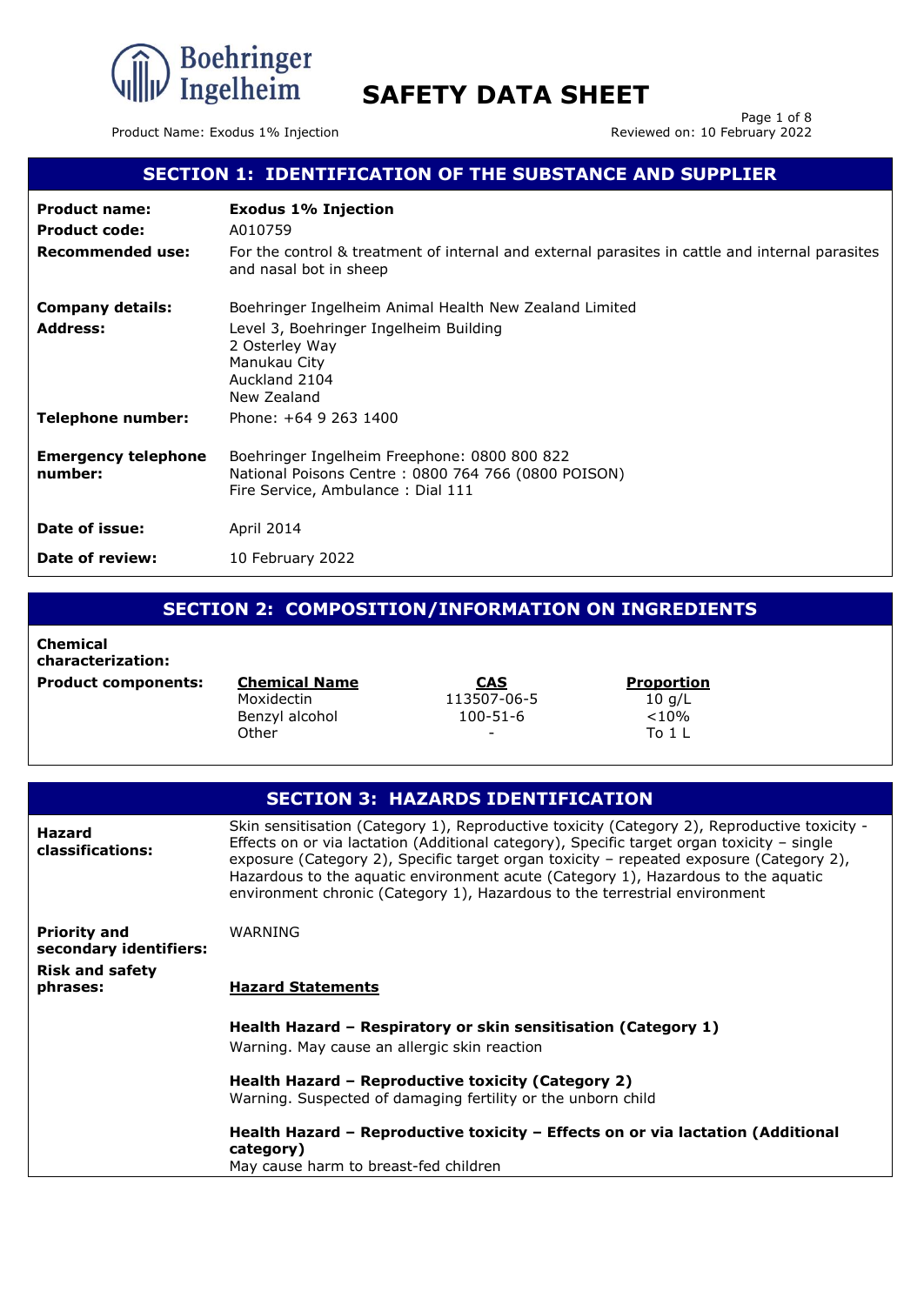# SAFETY DATA SHEET

Product Name: Exodus 1% Injection

Reviewed on: 10 February 2022

## SECTION 1: IDENTIFICATION OF THE SUBSTANCE AND SUPPLIER

| | |
|---|---|
| **Product name:** | **Exodus 1% Injection** |
| **Product code:** | A010759 |
| **Recommended use:** | For the control & treatment of internal and external parasites in cattle and internal parasites and nasal bot in sheep |
| **Company details:** | Boehringer Ingelheim Animal Health New Zealand Limited |
| **Address:** | Level 3, Boehringer Ingelheim Building<br>2 Osterley Way<br>Manukau City<br>Auckland 2104<br>New Zealand |
| **Telephone number:** | Phone: +64 9 263 1400 |
| **Emergency telephone number:** | Boehringer Ingelheim Freephone: 0800 800 822<br>National Poisons Centre : 0800 764 766 (0800 POISON)<br>Fire Service, Ambulance : Dial 111 |
| **Date of issue:** | April 2014 |
| **Date of review:** | 10 February 2022 |

## SECTION 2: COMPOSITION/INFORMATION ON INGREDIENTS

**Chemical characterization:**

**Product components:**

| Chemical Name | CAS | Proportion |
|---|---|---|
| Moxidectin | 113507-06-5 | 10 g/L |
| Benzyl alcohol | 100-51-6 | <10% |
| Other | - | To 1 L |

## SECTION 3: HAZARDS IDENTIFICATION

**Hazard classifications:** Skin sensitisation (Category 1), Reproductive toxicity (Category 2), Reproductive toxicity - Effects on or via lactation (Additional category), Specific target organ toxicity – single exposure (Category 2), Specific target organ toxicity – repeated exposure (Category 2), Hazardous to the aquatic environment acute (Category 1), Hazardous to the aquatic environment chronic (Category 1), Hazardous to the terrestrial environment

**Priority and secondary identifiers:** WARNING

**Risk and safety phrases:**

**Hazard Statements**

**Health Hazard – Respiratory or skin sensitisation (Category 1)**
Warning. May cause an allergic skin reaction

**Health Hazard – Reproductive toxicity (Category 2)**
Warning. Suspected of damaging fertility or the unborn child

**Health Hazard – Reproductive toxicity – Effects on or via lactation (Additional category)**
May cause harm to breast-fed children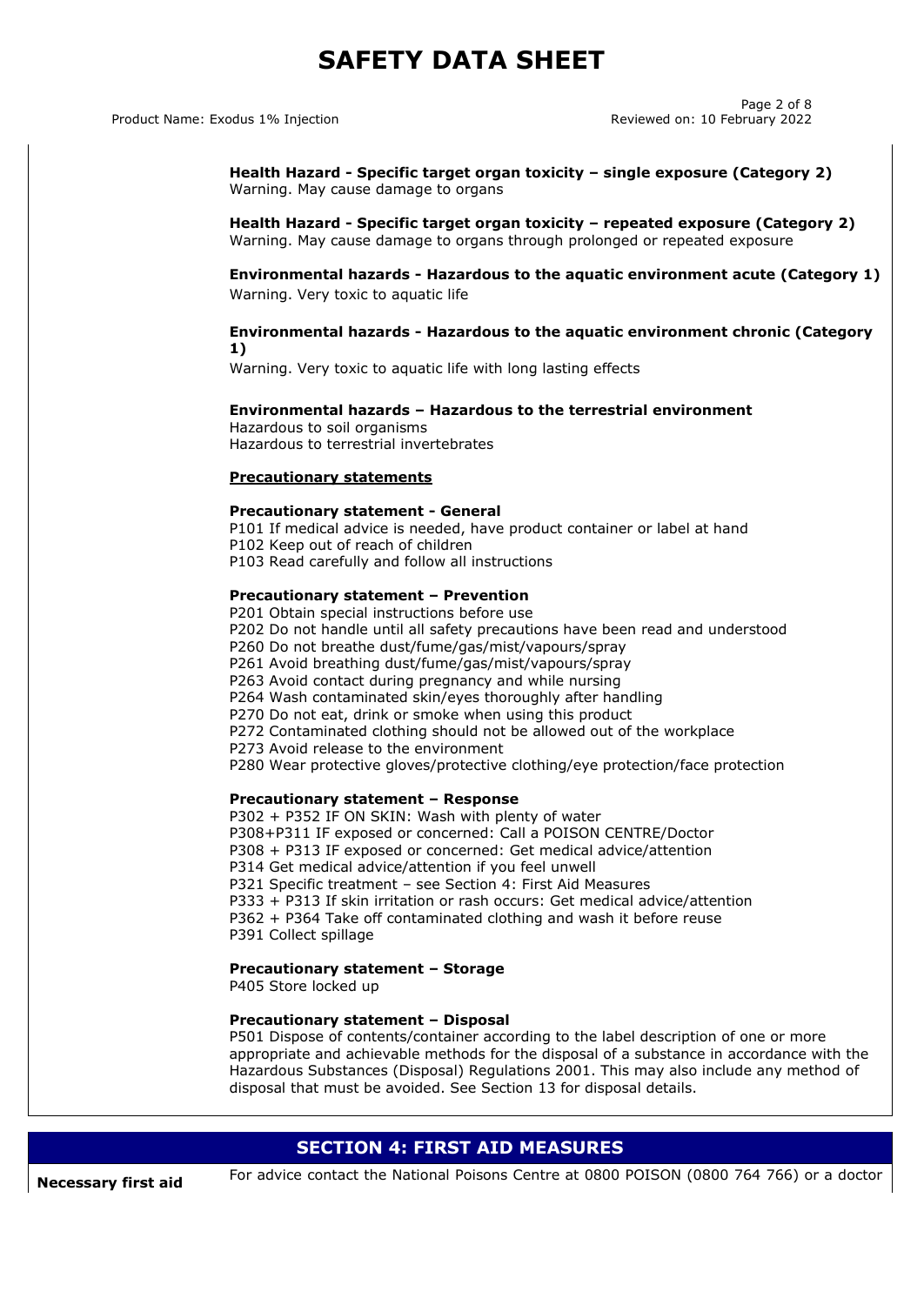**Health Hazard - Specific target organ toxicity – single exposure (Category 2)**
Warning. May cause damage to organs

**Health Hazard - Specific target organ toxicity – repeated exposure (Category 2)**
Warning. May cause damage to organs through prolonged or repeated exposure

**Environmental hazards - Hazardous to the aquatic environment acute (Category 1)**
Warning. Very toxic to aquatic life

**Environmental hazards - Hazardous to the aquatic environment chronic (Category 1)**
Warning. Very toxic to aquatic life with long lasting effects

**Environmental hazards – Hazardous to the terrestrial environment**
Hazardous to soil organisms
Hazardous to terrestrial invertebrates

**Precautionary statements**

**Precautionary statement - General**
P101 If medical advice is needed, have product container or label at hand
P102 Keep out of reach of children
P103 Read carefully and follow all instructions

**Precautionary statement – Prevention**
P201 Obtain special instructions before use
P202 Do not handle until all safety precautions have been read and understood
P260 Do not breathe dust/fume/gas/mist/vapours/spray
P261 Avoid breathing dust/fume/gas/mist/vapours/spray
P263 Avoid contact during pregnancy and while nursing
P264 Wash contaminated skin/eyes thoroughly after handling
P270 Do not eat, drink or smoke when using this product
P272 Contaminated clothing should not be allowed out of the workplace
P273 Avoid release to the environment
P280 Wear protective gloves/protective clothing/eye protection/face protection

**Precautionary statement – Response**
P302 + P352 IF ON SKIN: Wash with plenty of water
P308+P311 IF exposed or concerned: Call a POISON CENTRE/Doctor
P308 + P313 IF exposed or concerned: Get medical advice/attention
P314 Get medical advice/attention if you feel unwell
P321 Specific treatment – see Section 4: First Aid Measures
P333 + P313 If skin irritation or rash occurs: Get medical advice/attention
P362 + P364 Take off contaminated clothing and wash it before reuse
P391 Collect spillage

**Precautionary statement – Storage**
P405 Store locked up

**Precautionary statement – Disposal**
P501 Dispose of contents/container according to the label description of one or more appropriate and achievable methods for the disposal of a substance in accordance with the Hazardous Substances (Disposal) Regulations 2001. This may also include any method of disposal that must be avoided. See Section 13 for disposal details.

## SECTION 4: FIRST AID MEASURES

**Necessary first aid** For advice contact the National Poisons Centre at 0800 POISON (0800 764 766) or a doctor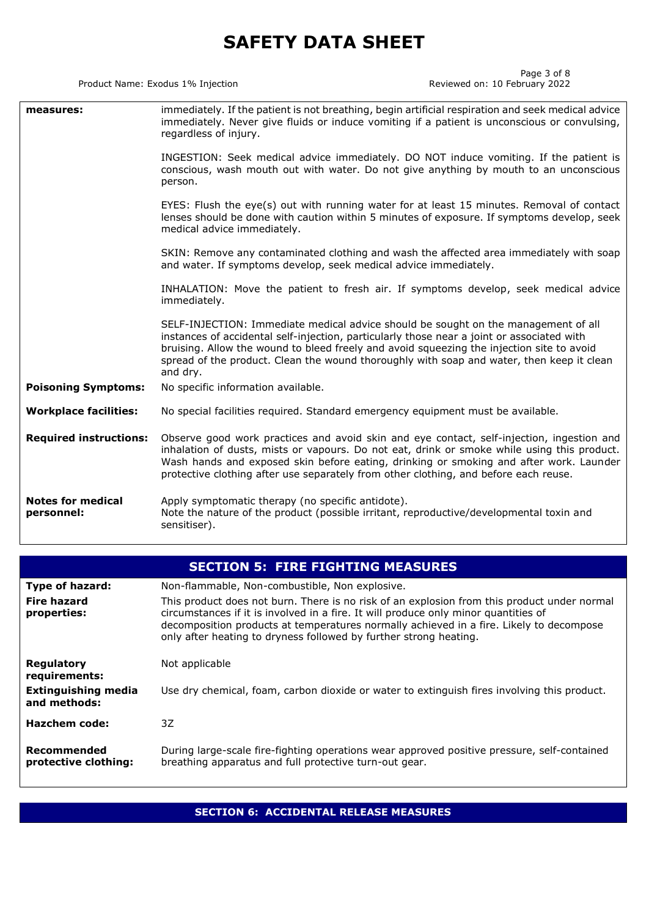# SAFETY DATA SHEET

| | |
|---|---|
| **measures:** | immediately. If the patient is not breathing, begin artificial respiration and seek medical advice immediately. Never give fluids or induce vomiting if a patient is unconscious or convulsing, regardless of injury.<br><br>INGESTION: Seek medical advice immediately. DO NOT induce vomiting. If the patient is conscious, wash mouth out with water. Do not give anything by mouth to an unconscious person.<br><br>EYES: Flush the eye(s) out with running water for at least 15 minutes. Removal of contact lenses should be done with caution within 5 minutes of exposure. If symptoms develop, seek medical advice immediately.<br><br>SKIN: Remove any contaminated clothing and wash the affected area immediately with soap and water. If symptoms develop, seek medical advice immediately.<br><br>INHALATION: Move the patient to fresh air. If symptoms develop, seek medical advice immediately.<br><br>SELF-INJECTION: Immediate medical advice should be sought on the management of all instances of accidental self-injection, particularly those near a joint or associated with bruising. Allow the wound to bleed freely and avoid squeezing the injection site to avoid spread of the product. Clean the wound thoroughly with soap and water, then keep it clean and dry. |
| **Poisoning Symptoms:** | No specific information available. |
| **Workplace facilities:** | No special facilities required. Standard emergency equipment must be available. |
| **Required instructions:** | Observe good work practices and avoid skin and eye contact, self-injection, ingestion and inhalation of dusts, mists or vapours. Do not eat, drink or smoke while using this product. Wash hands and exposed skin before eating, drinking or smoking and after work. Launder protective clothing after use separately from other clothing, and before each reuse. |
| **Notes for medical personnel:** | Apply symptomatic therapy (no specific antidote).<br>Note the nature of the product (possible irritant, reproductive/developmental toxin and sensitiser). |

## SECTION 5: FIRE FIGHTING MEASURES

| | |
|---|---|
| **Type of hazard:** | Non-flammable, Non-combustible, Non explosive. |
| **Fire hazard properties:** | This product does not burn. There is no risk of an explosion from this product under normal circumstances if it is involved in a fire. It will produce only minor quantities of decomposition products at temperatures normally achieved in a fire. Likely to decompose only after heating to dryness followed by further strong heating. |
| **Regulatory requirements:** | Not applicable |
| **Extinguishing media and methods:** | Use dry chemical, foam, carbon dioxide or water to extinguish fires involving this product. |
| **Hazchem code:** | 3Z |
| **Recommended protective clothing:** | During large-scale fire-fighting operations wear approved positive pressure, self-contained breathing apparatus and full protective turn-out gear. |

## SECTION 6: ACCIDENTAL RELEASE MEASURES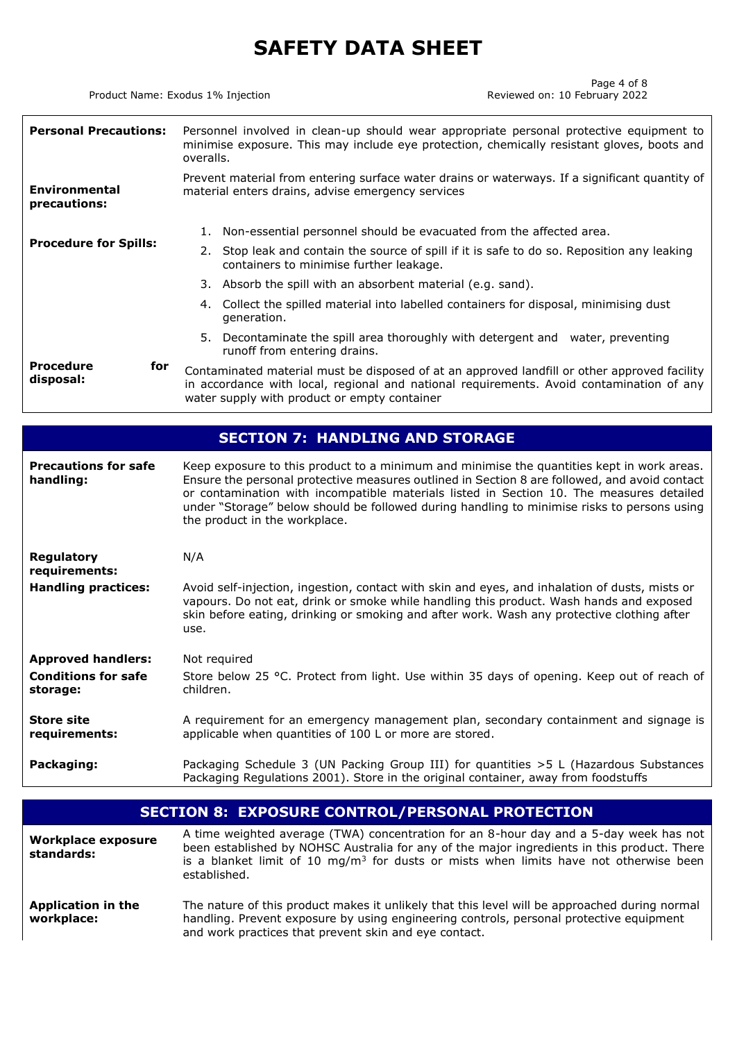| | |
|---|---|
| **Personal Precautions:** | Personnel involved in clean-up should wear appropriate personal protective equipment to minimise exposure. This may include eye protection, chemically resistant gloves, boots and overalls. |
| **Environmental precautions:** | Prevent material from entering surface water drains or waterways. If a significant quantity of material enters drains, advise emergency services |
| **Procedure for Spills:** | 1. Non-essential personnel should be evacuated from the affected area.<br>2. Stop leak and contain the source of spill if it is safe to do so. Reposition any leaking containers to minimise further leakage.<br>3. Absorb the spill with an absorbent material (e.g. sand).<br>4. Collect the spilled material into labelled containers for disposal, minimising dust generation.<br>5. Decontaminate the spill area thoroughly with detergent and water, preventing runoff from entering drains. |
| **Procedure for disposal:** | Contaminated material must be disposed of at an approved landfill or other approved facility in accordance with local, regional and national requirements. Avoid contamination of any water supply with product or empty container |

## SECTION 7: HANDLING AND STORAGE

| | |
|---|---|
| **Precautions for safe handling:** | Keep exposure to this product to a minimum and minimise the quantities kept in work areas. Ensure the personal protective measures outlined in Section 8 are followed, and avoid contact or contamination with incompatible materials listed in Section 10. The measures detailed under "Storage" below should be followed during handling to minimise risks to persons using the product in the workplace. |
| **Regulatory requirements:** | N/A |
| **Handling practices:** | Avoid self-injection, ingestion, contact with skin and eyes, and inhalation of dusts, mists or vapours. Do not eat, drink or smoke while handling this product. Wash hands and exposed skin before eating, drinking or smoking and after work. Wash any protective clothing after use. |
| **Approved handlers:** | Not required |
| **Conditions for safe storage:** | Store below 25 °C. Protect from light. Use within 35 days of opening. Keep out of reach of children. |
| **Store site requirements:** | A requirement for an emergency management plan, secondary containment and signage is applicable when quantities of 100 L or more are stored. |
| **Packaging:** | Packaging Schedule 3 (UN Packing Group III) for quantities >5 L (Hazardous Substances Packaging Regulations 2001). Store in the original container, away from foodstuffs |

## SECTION 8: EXPOSURE CONTROL/PERSONAL PROTECTION

| | |
|---|---|
| **Workplace exposure standards:** | A time weighted average (TWA) concentration for an 8-hour day and a 5-day week has not been established by NOHSC Australia for any of the major ingredients in this product. There is a blanket limit of 10 mg/m$^3$ for dusts or mists when limits have not otherwise been established. |
| **Application in the workplace:** | The nature of this product makes it unlikely that this level will be approached during normal handling. Prevent exposure by using engineering controls, personal protective equipment and work practices that prevent skin and eye contact. |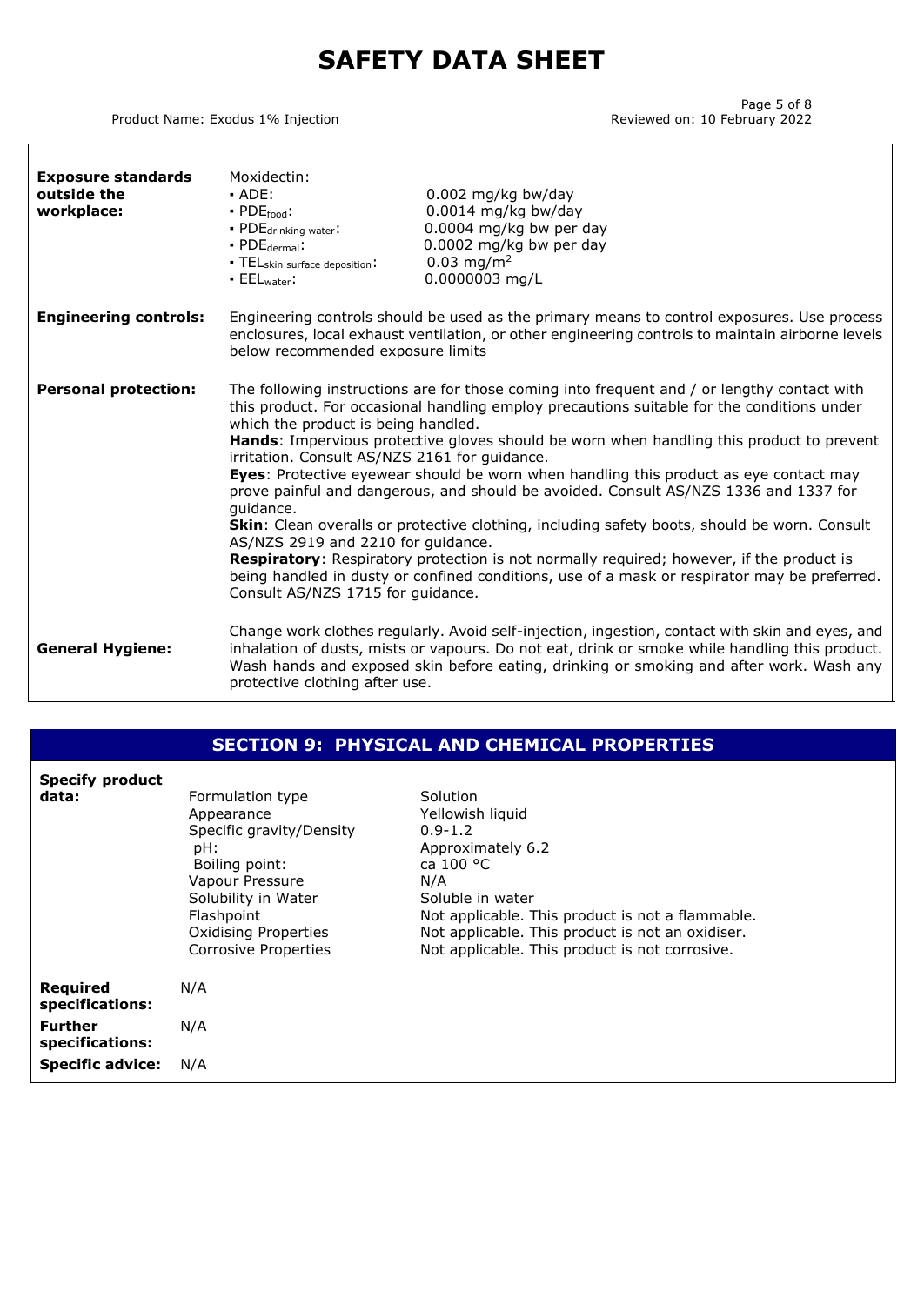| | | |
|---|---|---|
| **Exposure standards outside the workplace:** | Moxidectin: | |
| | • ADE: | 0.002 mg/kg bw/day |
| | • $PDE_{food}$: | 0.0014 mg/kg bw/day |
| | • $PDE_{drinking\ water}$: | 0.0004 mg/kg bw per day |
| | • $PDE_{dermal}$: | 0.0002 mg/kg bw per day |
| | • $TEL_{skin\ surface\ deposition}$: | 0.03 $mg/m^2$ |
| | • $EEL_{water}$: | 0.0000003 mg/L |

**Engineering controls:** Engineering controls should be used as the primary means to control exposures. Use process enclosures, local exhaust ventilation, or other engineering controls to maintain airborne levels below recommended exposure limits

**Personal protection:** The following instructions are for those coming into frequent and / or lengthy contact with this product. For occasional handling employ precautions suitable for the conditions under which the product is being handled.
**Hands**: Impervious protective gloves should be worn when handling this product to prevent irritation. Consult AS/NZS 2161 for guidance.
**Eyes**: Protective eyewear should be worn when handling this product as eye contact may prove painful and dangerous, and should be avoided. Consult AS/NZS 1336 and 1337 for guidance.
**Skin**: Clean overalls or protective clothing, including safety boots, should be worn. Consult AS/NZS 2919 and 2210 for guidance.
**Respiratory**: Respiratory protection is not normally required; however, if the product is being handled in dusty or confined conditions, use of a mask or respirator may be preferred. Consult AS/NZS 1715 for guidance.

**General Hygiene:** Change work clothes regularly. Avoid self-injection, ingestion, contact with skin and eyes, and inhalation of dusts, mists or vapours. Do not eat, drink or smoke while handling this product. Wash hands and exposed skin before eating, drinking or smoking and after work. Wash any protective clothing after use.

## SECTION 9: PHYSICAL AND CHEMICAL PROPERTIES

| | | |
|---|---|---|
| **Specify product data:** | Formulation type | Solution |
| | Appearance | Yellowish liquid |
| | Specific gravity/Density | 0.9-1.2 |
| | pH: | Approximately 6.2 |
| | Boiling point: | ca 100 °C |
| | Vapour Pressure | N/A |
| | Solubility in Water | Soluble in water |
| | Flashpoint | Not applicable. This product is not a flammable. |
| | Oxidising Properties | Not applicable. This product is not an oxidiser. |
| | Corrosive Properties | Not applicable. This product is not corrosive. |

**Required specifications:** N/A

**Further specifications:** N/A

**Specific advice:** N/A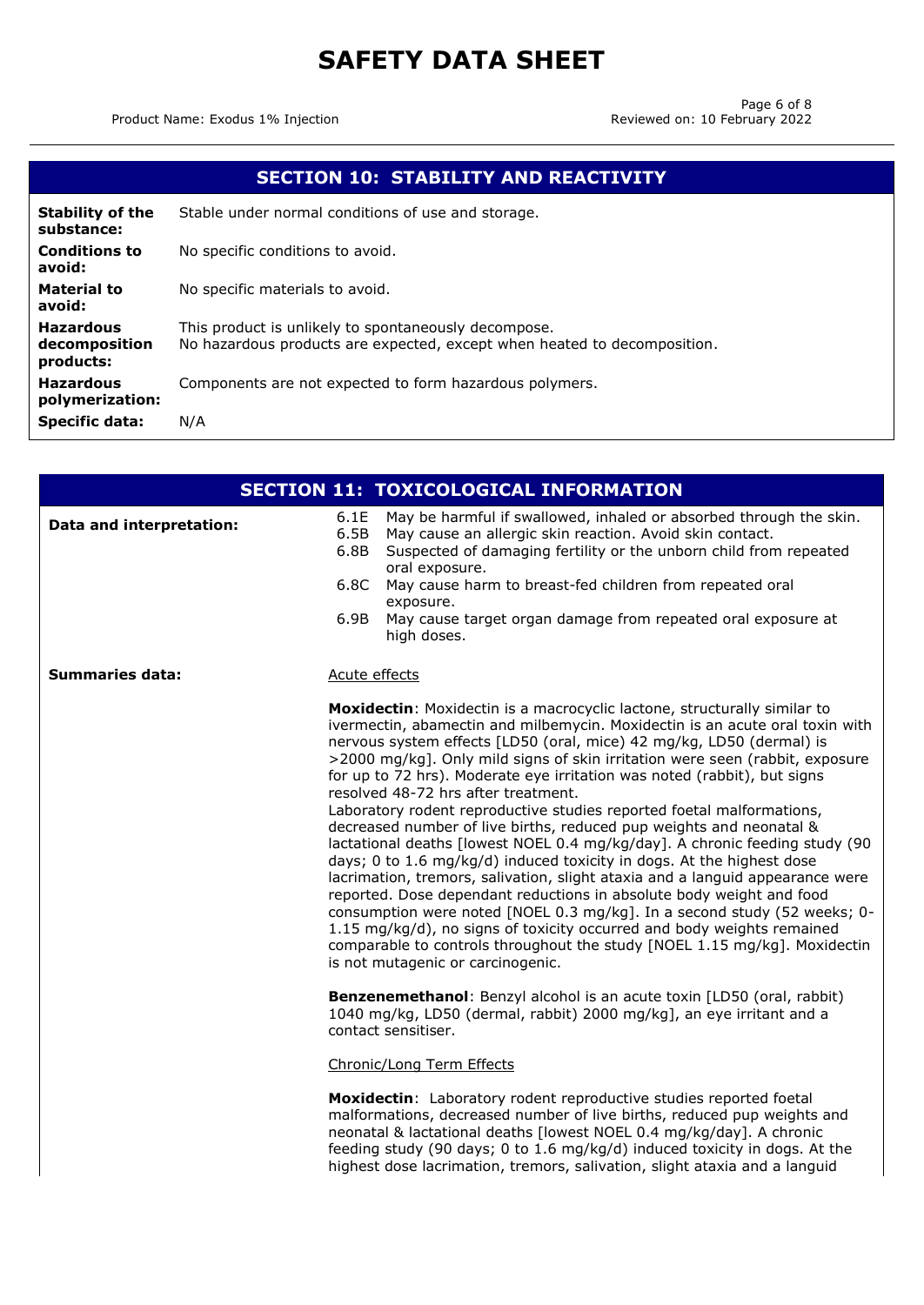## SECTION 10: STABILITY AND REACTIVITY

| | |
|---|---|
| **Stability of the substance:** | Stable under normal conditions of use and storage. |
| **Conditions to avoid:** | No specific conditions to avoid. |
| **Material to avoid:** | No specific materials to avoid. |
| **Hazardous decomposition products:** | This product is unlikely to spontaneously decompose. No hazardous products are expected, except when heated to decomposition. |
| **Hazardous polymerization:** | Components are not expected to form hazardous polymers. |
| **Specific data:** | N/A |

## SECTION 11: TOXICOLOGICAL INFORMATION

**Data and interpretation:**

6.1E May be harmful if swallowed, inhaled or absorbed through the skin.
6.5B May cause an allergic skin reaction. Avoid skin contact.
6.8B Suspected of damaging fertility or the unborn child from repeated oral exposure.
6.8C May cause harm to breast-fed children from repeated oral exposure.
6.9B May cause target organ damage from repeated oral exposure at high doses.

**Summaries data:**

Acute effects

**Moxidectin**: Moxidectin is a macrocyclic lactone, structurally similar to ivermectin, abamectin and milbemycin. Moxidectin is an acute oral toxin with nervous system effects [LD50 (oral, mice) 42 mg/kg, LD50 (dermal) is >2000 mg/kg]. Only mild signs of skin irritation were seen (rabbit, exposure for up to 72 hrs). Moderate eye irritation was noted (rabbit), but signs resolved 48-72 hrs after treatment.
Laboratory rodent reproductive studies reported foetal malformations, decreased number of live births, reduced pup weights and neonatal & lactational deaths [lowest NOEL 0.4 mg/kg/day]. A chronic feeding study (90 days; 0 to 1.6 mg/kg/d) induced toxicity in dogs. At the highest dose lacrimation, tremors, salivation, slight ataxia and a languid appearance were reported. Dose dependant reductions in absolute body weight and food consumption were noted [NOEL 0.3 mg/kg]. In a second study (52 weeks; 0-1.15 mg/kg/d), no signs of toxicity occurred and body weights remained comparable to controls throughout the study [NOEL 1.15 mg/kg]. Moxidectin is not mutagenic or carcinogenic.

**Benzenemethanol**: Benzyl alcohol is an acute toxin [LD50 (oral, rabbit) 1040 mg/kg, LD50 (dermal, rabbit) 2000 mg/kg], an eye irritant and a contact sensitiser.

Chronic/Long Term Effects

**Moxidectin**: Laboratory rodent reproductive studies reported foetal malformations, decreased number of live births, reduced pup weights and neonatal & lactational deaths [lowest NOEL 0.4 mg/kg/day]. A chronic feeding study (90 days; 0 to 1.6 mg/kg/d) induced toxicity in dogs. At the highest dose lacrimation, tremors, salivation, slight ataxia and a languid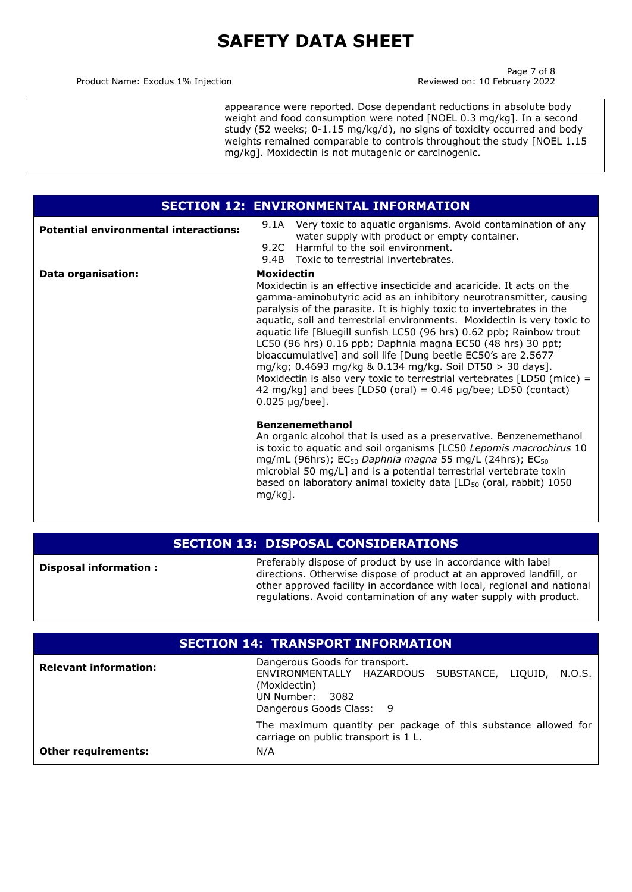appearance were reported. Dose dependant reductions in absolute body weight and food consumption were noted [NOEL 0.3 mg/kg]. In a second study (52 weeks; 0-1.15 mg/kg/d), no signs of toxicity occurred and body weights remained comparable to controls throughout the study [NOEL 1.15 mg/kg]. Moxidectin is not mutagenic or carcinogenic.

## SECTION 12: ENVIRONMENTAL INFORMATION

**Potential environmental interactions:**

- 9.1A Very toxic to aquatic organisms. Avoid contamination of any water supply with product or empty container.
- 9.2C Harmful to the soil environment.
- 9.4B Toxic to terrestrial invertebrates.

**Data organisation:**

**Moxidectin**

Moxidectin is an effective insecticide and acaricide. It acts on the gamma-aminobutyric acid as an inhibitory neurotransmitter, causing paralysis of the parasite. It is highly toxic to invertebrates in the aquatic, soil and terrestrial environments. Moxidectin is very toxic to aquatic life [Bluegill sunfish LC50 (96 hrs) 0.62 ppb; Rainbow trout LC50 (96 hrs) 0.16 ppb; Daphnia magna EC50 (48 hrs) 30 ppt; bioaccumulative] and soil life [Dung beetle EC50's are 2.5677 mg/kg; 0.4693 mg/kg & 0.134 mg/kg. Soil DT50 > 30 days]. Moxidectin is also very toxic to terrestrial vertebrates [LD50 (mice) = 42 mg/kg] and bees [LD50 (oral) = 0.46 µg/bee; LD50 (contact) 0.025 µg/bee].

**Benzenemethanol**

An organic alcohol that is used as a preservative. Benzenemethanol is toxic to aquatic and soil organisms [LC50 *Lepomis macrochirus* 10 mg/mL (96hrs); $EC_{50}$ *Daphnia magna* 55 mg/L (24hrs); $EC_{50}$ microbial 50 mg/L] and is a potential terrestrial vertebrate toxin based on laboratory animal toxicity data [$LD_{50}$ (oral, rabbit) 1050 mg/kg].

## SECTION 13: DISPOSAL CONSIDERATIONS

**Disposal information :** Preferably dispose of product by use in accordance with label directions. Otherwise dispose of product at an approved landfill, or other approved facility in accordance with local, regional and national regulations. Avoid contamination of any water supply with product.

## SECTION 14: TRANSPORT INFORMATION

**Relevant information:**

Dangerous Goods for transport.
ENVIRONMENTALLY HAZARDOUS SUBSTANCE, LIQUID, N.O.S. (Moxidectin)
UN Number: 3082
Dangerous Goods Class: 9

The maximum quantity per package of this substance allowed for carriage on public transport is 1 L.

**Other requirements:** N/A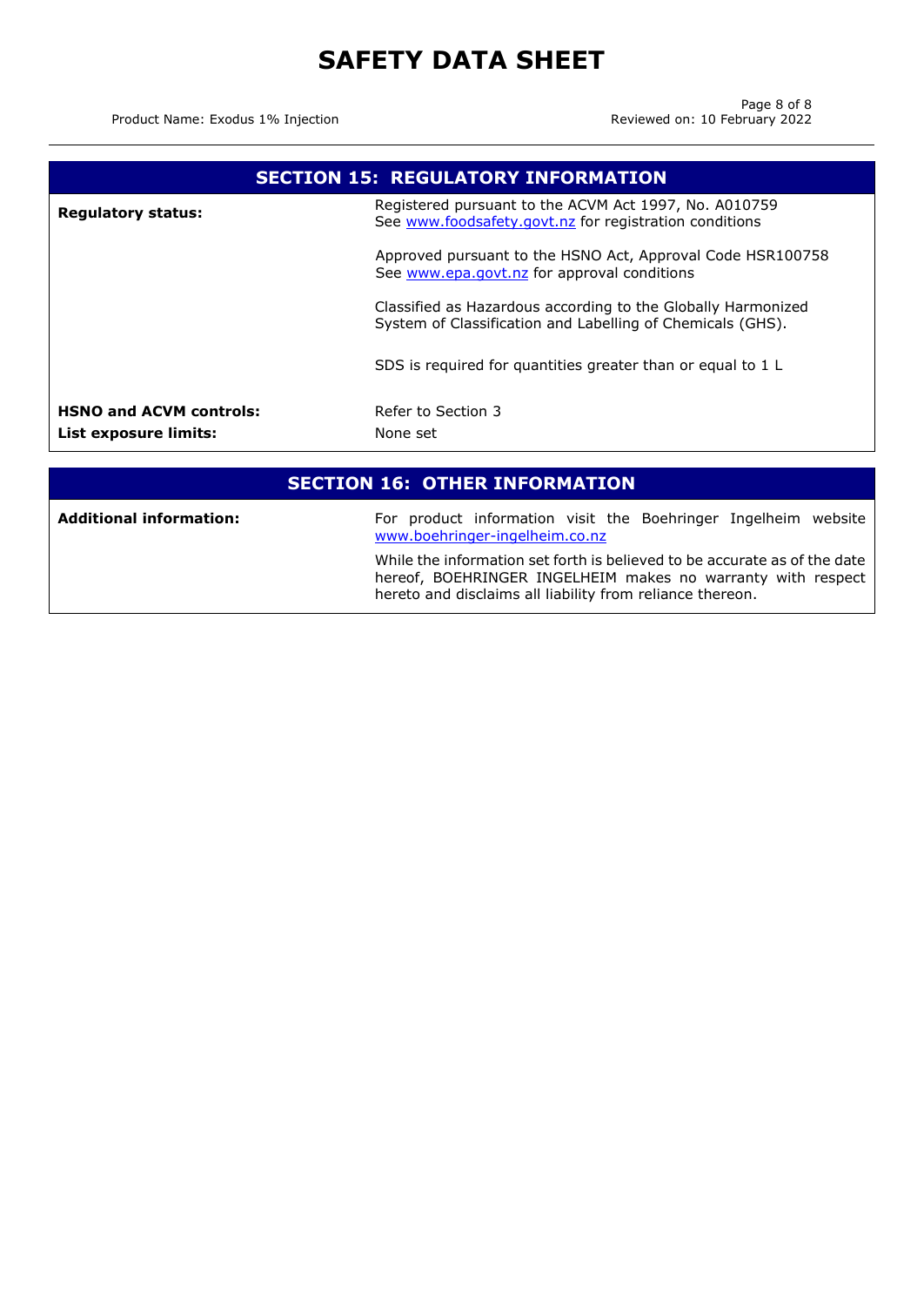## SECTION 15: REGULATORY INFORMATION

| | |
|---|---|
| **Regulatory status:** | Registered pursuant to the ACVM Act 1997, No. A010759<br>See www.foodsafety.govt.nz for registration conditions<br><br>Approved pursuant to the HSNO Act, Approval Code HSR100758<br>See www.epa.govt.nz for approval conditions<br><br>Classified as Hazardous according to the Globally Harmonized System of Classification and Labelling of Chemicals (GHS).<br><br>SDS is required for quantities greater than or equal to 1 L |
| **HSNO and ACVM controls:** | Refer to Section 3 |
| **List exposure limits:** | None set |

## SECTION 16: OTHER INFORMATION

| | |
|---|---|
| **Additional information:** | For product information visit the Boehringer Ingelheim website www.boehringer-ingelheim.co.nz<br><br>While the information set forth is believed to be accurate as of the date hereof, BOEHRINGER INGELHEIM makes no warranty with respect hereto and disclaims all liability from reliance thereon. |